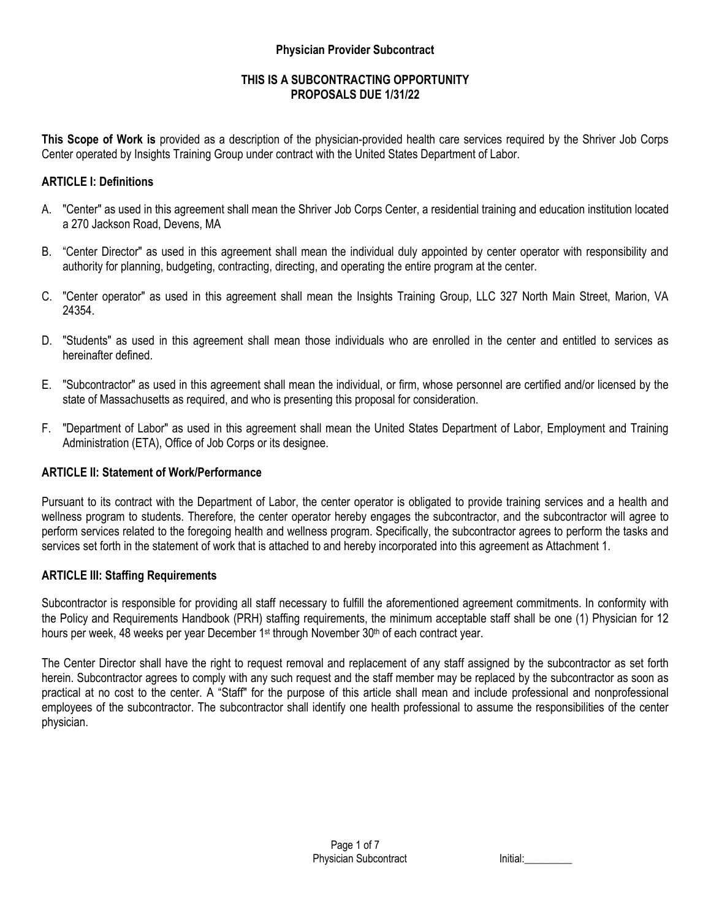**Physician Provider Subcontract**

**THIS IS A SUBCONTRACTING OPPORTUNITY**
**PROPOSALS DUE 1/31/22**

**This Scope of Work is** provided as a description of the physician-provided health care services required by the Shriver Job Corps Center operated by Insights Training Group under contract with the United States Department of Labor.

## ARTICLE I: Definitions

A. "Center" as used in this agreement shall mean the Shriver Job Corps Center, a residential training and education institution located a 270 Jackson Road, Devens, MA

B. "Center Director" as used in this agreement shall mean the individual duly appointed by center operator with responsibility and authority for planning, budgeting, contracting, directing, and operating the entire program at the center.

C. "Center operator" as used in this agreement shall mean the Insights Training Group, LLC 327 North Main Street, Marion, VA 24354.

D. "Students" as used in this agreement shall mean those individuals who are enrolled in the center and entitled to services as hereinafter defined.

E. "Subcontractor" as used in this agreement shall mean the individual, or firm, whose personnel are certified and/or licensed by the state of Massachusetts as required, and who is presenting this proposal for consideration.

F. "Department of Labor" as used in this agreement shall mean the United States Department of Labor, Employment and Training Administration (ETA), Office of Job Corps or its designee.

## ARTICLE II: Statement of Work/Performance

Pursuant to its contract with the Department of Labor, the center operator is obligated to provide training services and a health and wellness program to students. Therefore, the center operator hereby engages the subcontractor, and the subcontractor will agree to perform services related to the foregoing health and wellness program. Specifically, the subcontractor agrees to perform the tasks and services set forth in the statement of work that is attached to and hereby incorporated into this agreement as Attachment 1.

## ARTICLE III: Staffing Requirements

Subcontractor is responsible for providing all staff necessary to fulfill the aforementioned agreement commitments. In conformity with the Policy and Requirements Handbook (PRH) staffing requirements, the minimum acceptable staff shall be one (1) Physician for 12 hours per week, 48 weeks per year December 1st through November 30th of each contract year.

The Center Director shall have the right to request removal and replacement of any staff assigned by the subcontractor as set forth herein. Subcontractor agrees to comply with any such request and the staff member may be replaced by the subcontractor as soon as practical at no cost to the center. A "Staff" for the purpose of this article shall mean and include professional and nonprofessional employees of the subcontractor. The subcontractor shall identify one health professional to assume the responsibilities of the center physician.

Initial:_________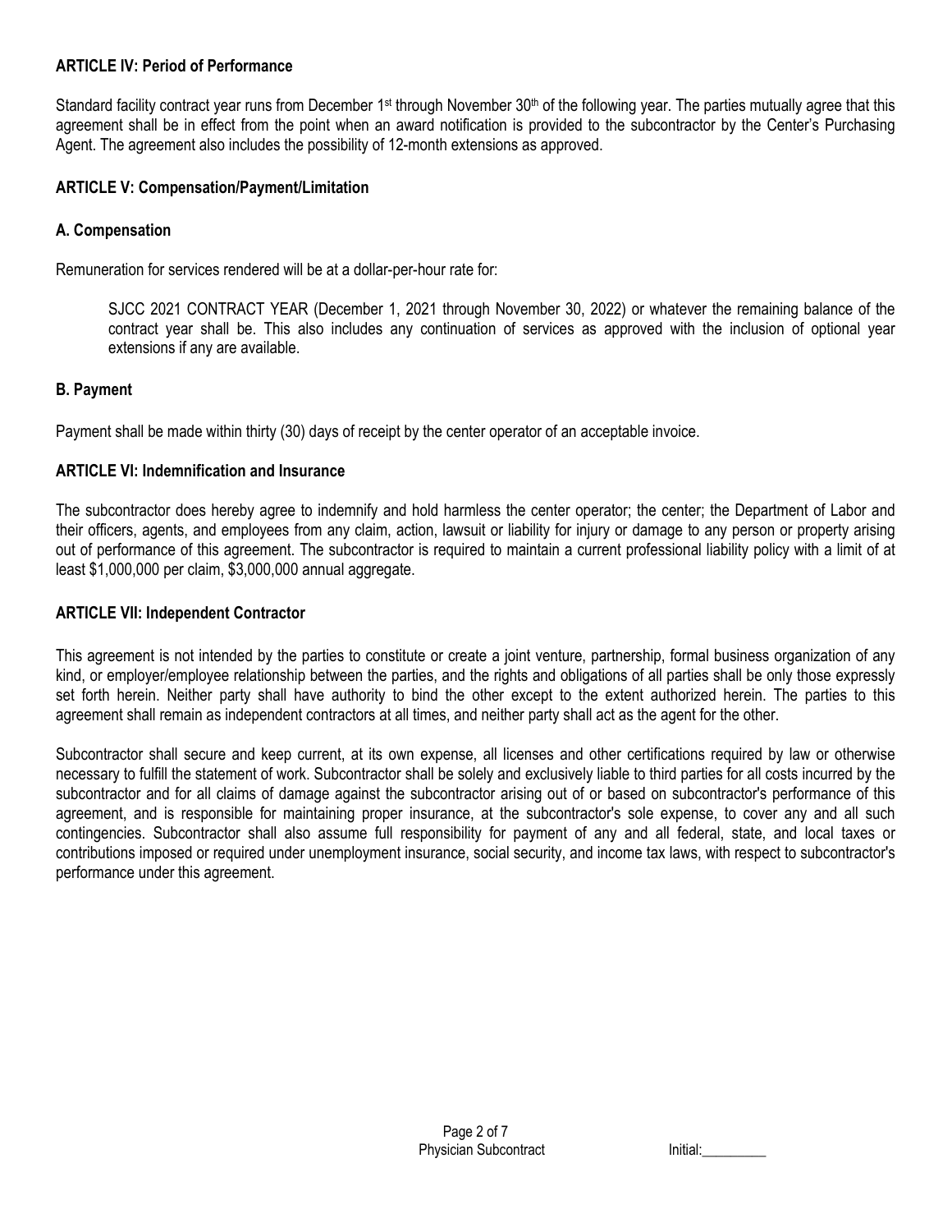### ARTICLE IV: Period of Performance

Standard facility contract year runs from December 1st through November 30th of the following year. The parties mutually agree that this agreement shall be in effect from the point when an award notification is provided to the subcontractor by the Center's Purchasing Agent. The agreement also includes the possibility of 12-month extensions as approved.

### ARTICLE V: Compensation/Payment/Limitation

#### A. Compensation

Remuneration for services rendered will be at a dollar-per-hour rate for:

> SJCC 2021 CONTRACT YEAR (December 1, 2021 through November 30, 2022) or whatever the remaining balance of the contract year shall be. This also includes any continuation of services as approved with the inclusion of optional year extensions if any are available.

#### B. Payment

Payment shall be made within thirty (30) days of receipt by the center operator of an acceptable invoice.

### ARTICLE VI: Indemnification and Insurance

The subcontractor does hereby agree to indemnify and hold harmless the center operator; the center; the Department of Labor and their officers, agents, and employees from any claim, action, lawsuit or liability for injury or damage to any person or property arising out of performance of this agreement. The subcontractor is required to maintain a current professional liability policy with a limit of at least $1,000,000 per claim, $3,000,000 annual aggregate.

### ARTICLE VII: Independent Contractor

This agreement is not intended by the parties to constitute or create a joint venture, partnership, formal business organization of any kind, or employer/employee relationship between the parties, and the rights and obligations of all parties shall be only those expressly set forth herein. Neither party shall have authority to bind the other except to the extent authorized herein. The parties to this agreement shall remain as independent contractors at all times, and neither party shall act as the agent for the other.

Subcontractor shall secure and keep current, at its own expense, all licenses and other certifications required by law or otherwise necessary to fulfill the statement of work. Subcontractor shall be solely and exclusively liable to third parties for all costs incurred by the subcontractor and for all claims of damage against the subcontractor arising out of or based on subcontractor's performance of this agreement, and is responsible for maintaining proper insurance, at the subcontractor's sole expense, to cover any and all such contingencies. Subcontractor shall also assume full responsibility for payment of any and all federal, state, and local taxes or contributions imposed or required under unemployment insurance, social security, and income tax laws, with respect to subcontractor's performance under this agreement.

Initial:_________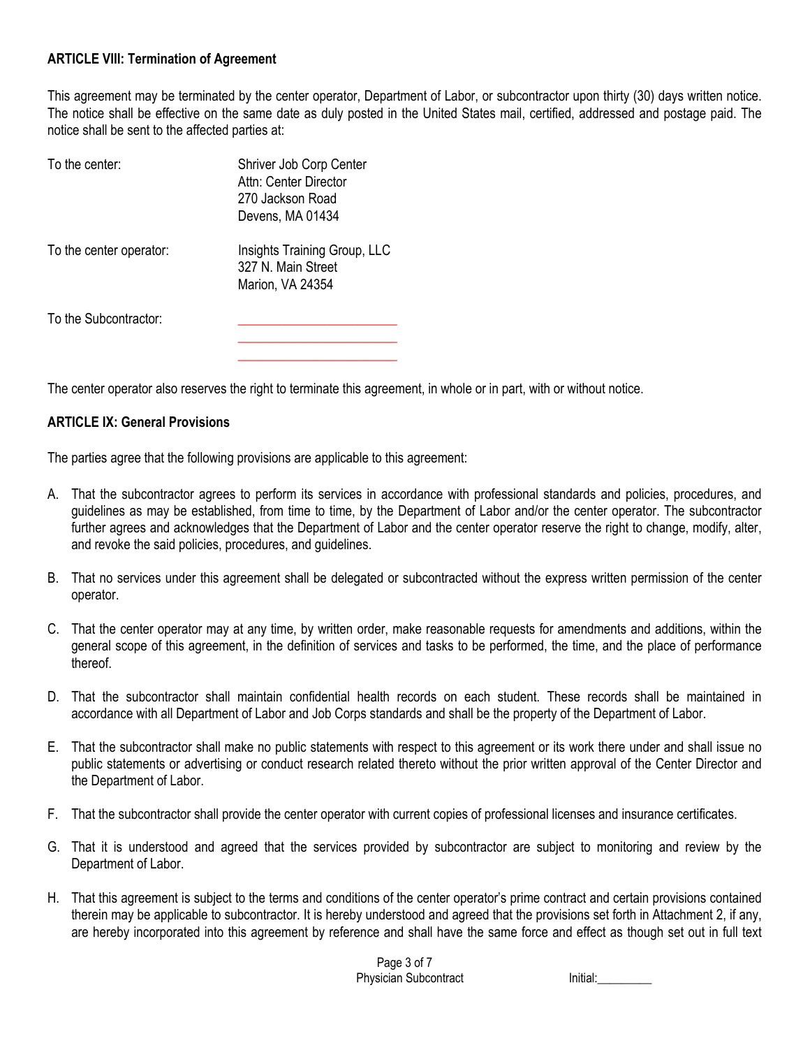**ARTICLE VIII: Termination of Agreement**

This agreement may be terminated by the center operator, Department of Labor, or subcontractor upon thirty (30) days written notice. The notice shall be effective on the same date as duly posted in the United States mail, certified, addressed and postage paid. The notice shall be sent to the affected parties at:

To the center: Shriver Job Corp Center
Attn: Center Director
270 Jackson Road
Devens, MA 01434

To the center operator: Insights Training Group, LLC
327 N. Main Street
Marion, VA 24354

To the Subcontractor: ______________________
______________________
______________________

The center operator also reserves the right to terminate this agreement, in whole or in part, with or without notice.

**ARTICLE IX: General Provisions**

The parties agree that the following provisions are applicable to this agreement:

A. That the subcontractor agrees to perform its services in accordance with professional standards and policies, procedures, and guidelines as may be established, from time to time, by the Department of Labor and/or the center operator. The subcontractor further agrees and acknowledges that the Department of Labor and the center operator reserve the right to change, modify, alter, and revoke the said policies, procedures, and guidelines.

B. That no services under this agreement shall be delegated or subcontracted without the express written permission of the center operator.

C. That the center operator may at any time, by written order, make reasonable requests for amendments and additions, within the general scope of this agreement, in the definition of services and tasks to be performed, the time, and the place of performance thereof.

D. That the subcontractor shall maintain confidential health records on each student. These records shall be maintained in accordance with all Department of Labor and Job Corps standards and shall be the property of the Department of Labor.

E. That the subcontractor shall make no public statements with respect to this agreement or its work there under and shall issue no public statements or advertising or conduct research related thereto without the prior written approval of the Center Director and the Department of Labor.

F. That the subcontractor shall provide the center operator with current copies of professional licenses and insurance certificates.

G. That it is understood and agreed that the services provided by subcontractor are subject to monitoring and review by the Department of Labor.

H. That this agreement is subject to the terms and conditions of the center operator's prime contract and certain provisions contained therein may be applicable to subcontractor. It is hereby understood and agreed that the provisions set forth in Attachment 2, if any, are hereby incorporated into this agreement by reference and shall have the same force and effect as though set out in full text

Physician Subcontract Initial:_________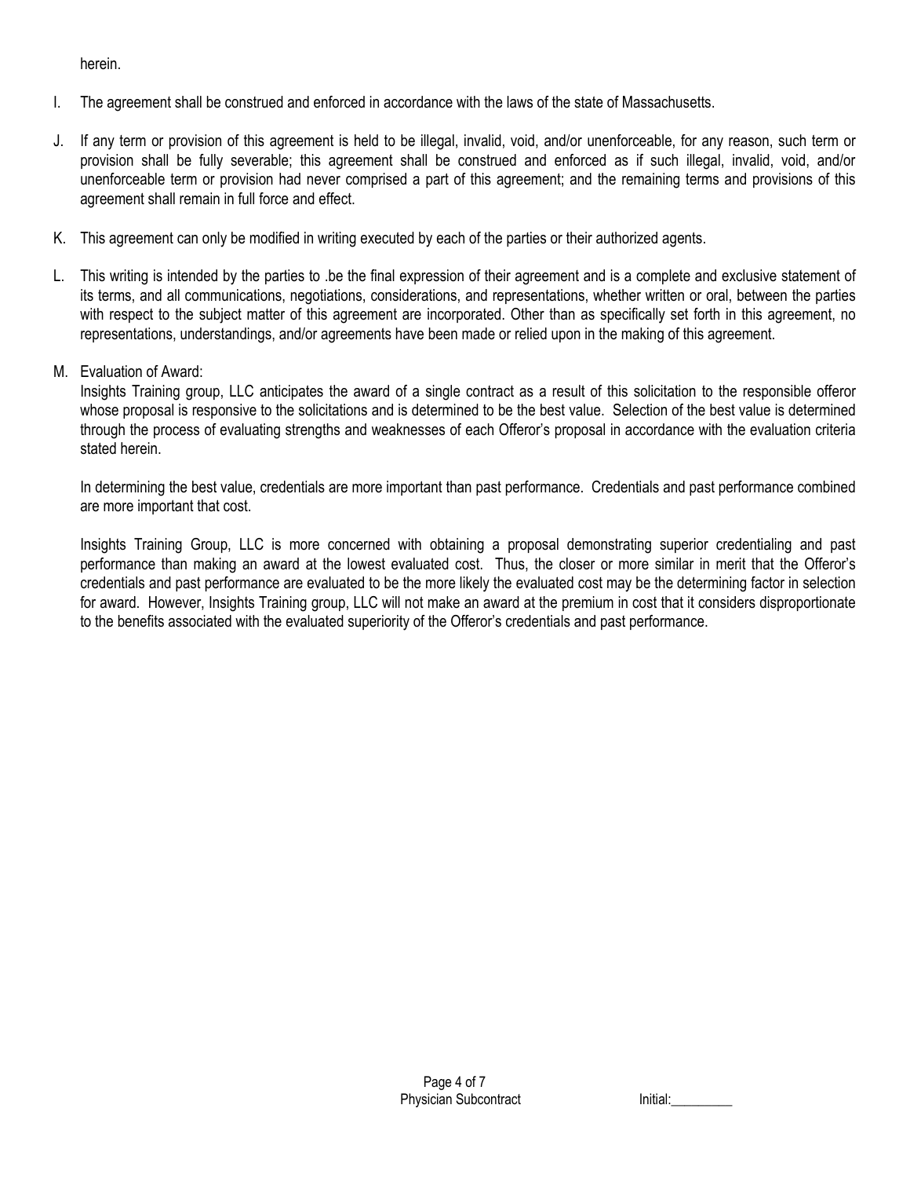herein.

I. The agreement shall be construed and enforced in accordance with the laws of the state of Massachusetts.

J. If any term or provision of this agreement is held to be illegal, invalid, void, and/or unenforceable, for any reason, such term or provision shall be fully severable; this agreement shall be construed and enforced as if such illegal, invalid, void, and/or unenforceable term or provision had never comprised a part of this agreement; and the remaining terms and provisions of this agreement shall remain in full force and effect.

K. This agreement can only be modified in writing executed by each of the parties or their authorized agents.

L. This writing is intended by the parties to .be the final expression of their agreement and is a complete and exclusive statement of its terms, and all communications, negotiations, considerations, and representations, whether written or oral, between the parties with respect to the subject matter of this agreement are incorporated. Other than as specifically set forth in this agreement, no representations, understandings, and/or agreements have been made or relied upon in the making of this agreement.

M. Evaluation of Award:

   Insights Training group, LLC anticipates the award of a single contract as a result of this solicitation to the responsible offeror whose proposal is responsive to the solicitations and is determined to be the best value. Selection of the best value is determined through the process of evaluating strengths and weaknesses of each Offeror's proposal in accordance with the evaluation criteria stated herein.

   In determining the best value, credentials are more important than past performance. Credentials and past performance combined are more important that cost.

   Insights Training Group, LLC is more concerned with obtaining a proposal demonstrating superior credentialing and past performance than making an award at the lowest evaluated cost. Thus, the closer or more similar in merit that the Offeror's credentials and past performance are evaluated to be the more likely the evaluated cost may be the determining factor in selection for award. However, Insights Training group, LLC will not make an award at the premium in cost that it considers disproportionate to the benefits associated with the evaluated superiority of the Offeror's credentials and past performance.

Initial:_________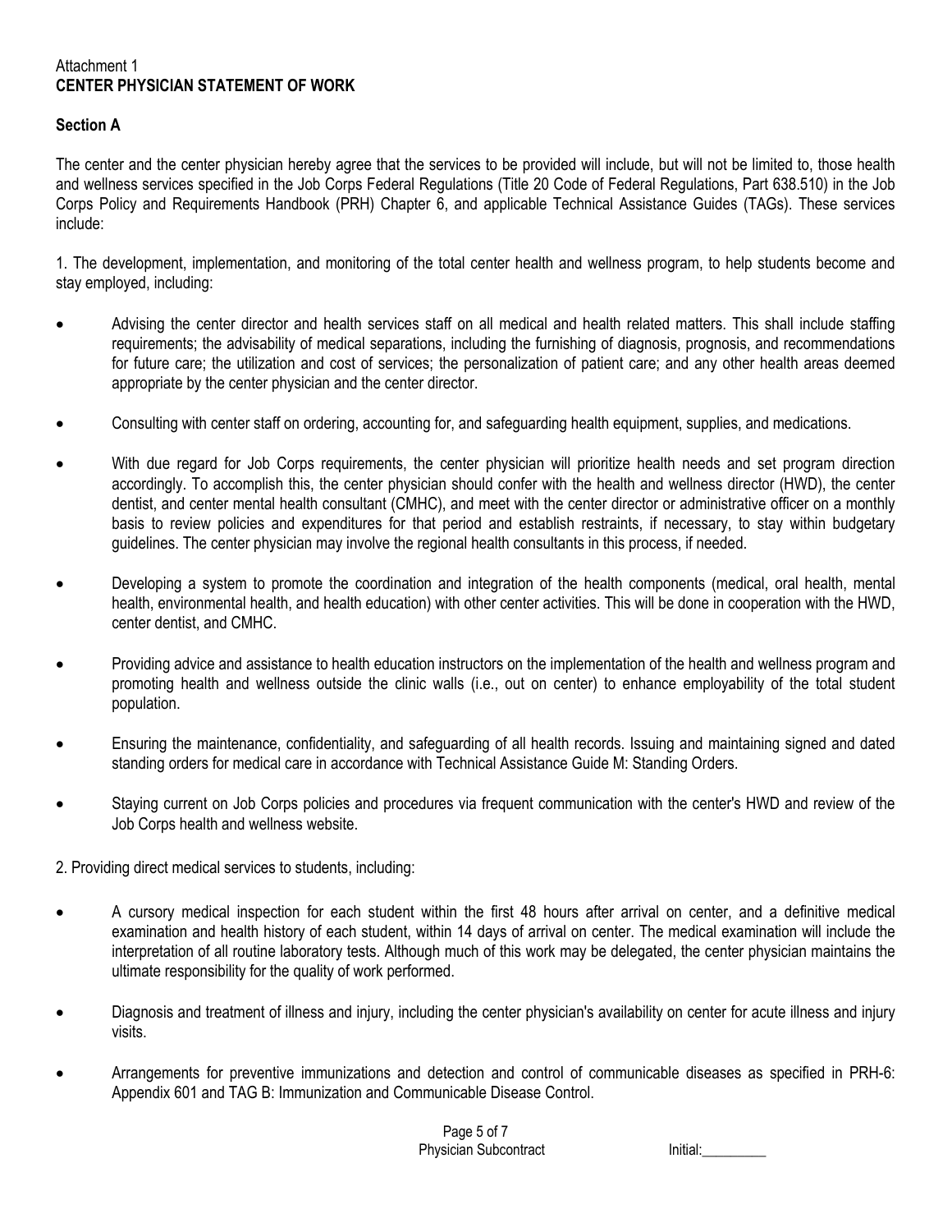Attachment 1

**CENTER PHYSICIAN STATEMENT OF WORK**

**Section A**

The center and the center physician hereby agree that the services to be provided will include, but will not be limited to, those health and wellness services specified in the Job Corps Federal Regulations (Title 20 Code of Federal Regulations, Part 638.510) in the Job Corps Policy and Requirements Handbook (PRH) Chapter 6, and applicable Technical Assistance Guides (TAGs). These services include:

1. The development, implementation, and monitoring of the total center health and wellness program, to help students become and stay employed, including:

- Advising the center director and health services staff on all medical and health related matters. This shall include staffing requirements; the advisability of medical separations, including the furnishing of diagnosis, prognosis, and recommendations for future care; the utilization and cost of services; the personalization of patient care; and any other health areas deemed appropriate by the center physician and the center director.
- Consulting with center staff on ordering, accounting for, and safeguarding health equipment, supplies, and medications.
- With due regard for Job Corps requirements, the center physician will prioritize health needs and set program direction accordingly. To accomplish this, the center physician should confer with the health and wellness director (HWD), the center dentist, and center mental health consultant (CMHC), and meet with the center director or administrative officer on a monthly basis to review policies and expenditures for that period and establish restraints, if necessary, to stay within budgetary guidelines. The center physician may involve the regional health consultants in this process, if needed.
- Developing a system to promote the coordination and integration of the health components (medical, oral health, mental health, environmental health, and health education) with other center activities. This will be done in cooperation with the HWD, center dentist, and CMHC.
- Providing advice and assistance to health education instructors on the implementation of the health and wellness program and promoting health and wellness outside the clinic walls (i.e., out on center) to enhance employability of the total student population.
- Ensuring the maintenance, confidentiality, and safeguarding of all health records. Issuing and maintaining signed and dated standing orders for medical care in accordance with Technical Assistance Guide M: Standing Orders.
- Staying current on Job Corps policies and procedures via frequent communication with the center's HWD and review of the Job Corps health and wellness website.

2. Providing direct medical services to students, including:

- A cursory medical inspection for each student within the first 48 hours after arrival on center, and a definitive medical examination and health history of each student, within 14 days of arrival on center. The medical examination will include the interpretation of all routine laboratory tests. Although much of this work may be delegated, the center physician maintains the ultimate responsibility for the quality of work performed.
- Diagnosis and treatment of illness and injury, including the center physician's availability on center for acute illness and injury visits.
- Arrangements for preventive immunizations and detection and control of communicable diseases as specified in PRH-6: Appendix 601 and TAG B: Immunization and Communicable Disease Control.

Initial:_________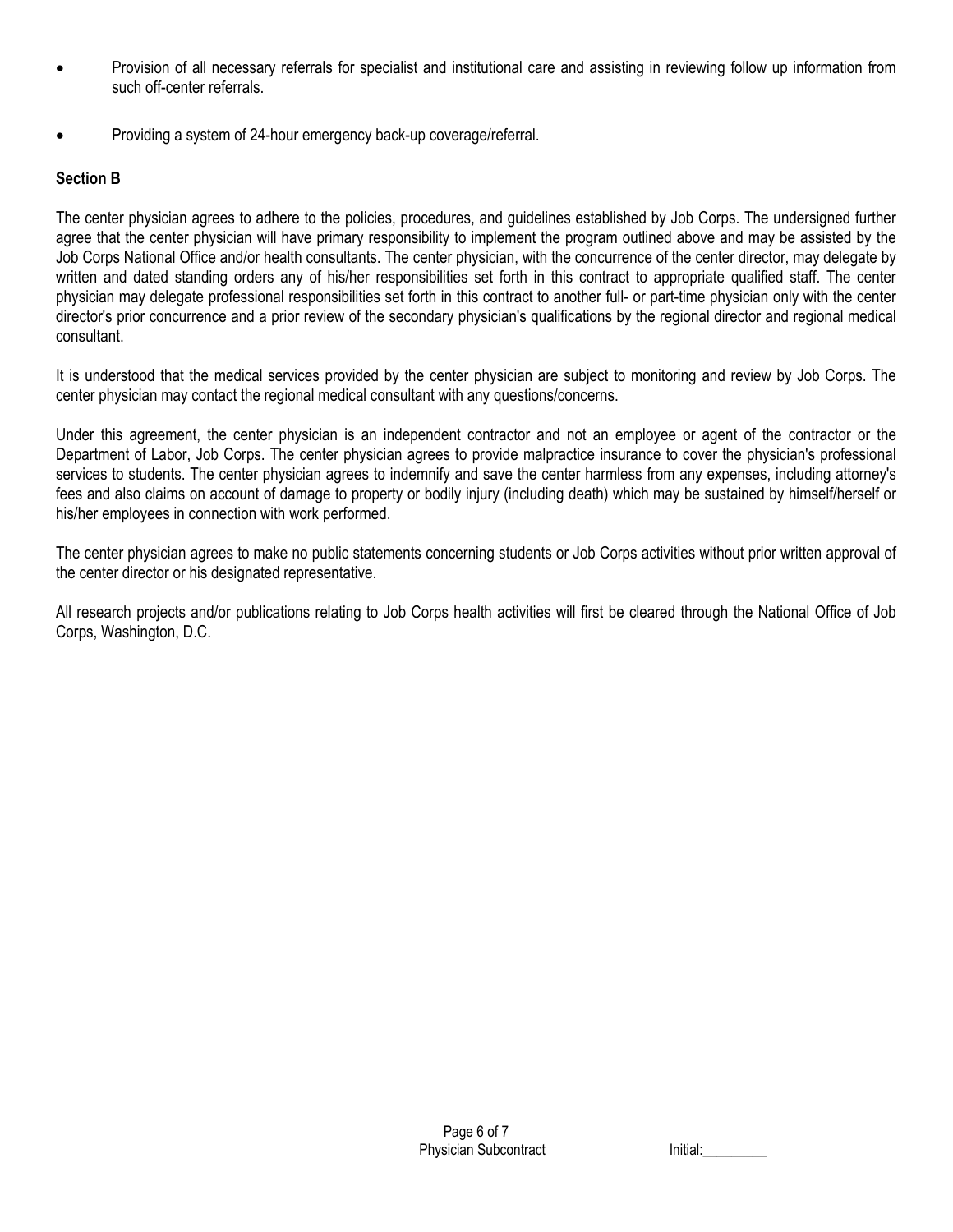- Provision of all necessary referrals for specialist and institutional care and assisting in reviewing follow up information from such off-center referrals.

- Providing a system of 24-hour emergency back-up coverage/referral.

**Section B**

The center physician agrees to adhere to the policies, procedures, and guidelines established by Job Corps. The undersigned further agree that the center physician will have primary responsibility to implement the program outlined above and may be assisted by the Job Corps National Office and/or health consultants. The center physician, with the concurrence of the center director, may delegate by written and dated standing orders any of his/her responsibilities set forth in this contract to appropriate qualified staff. The center physician may delegate professional responsibilities set forth in this contract to another full- or part-time physician only with the center director's prior concurrence and a prior review of the secondary physician's qualifications by the regional director and regional medical consultant.

It is understood that the medical services provided by the center physician are subject to monitoring and review by Job Corps. The center physician may contact the regional medical consultant with any questions/concerns.

Under this agreement, the center physician is an independent contractor and not an employee or agent of the contractor or the Department of Labor, Job Corps. The center physician agrees to provide malpractice insurance to cover the physician's professional services to students. The center physician agrees to indemnify and save the center harmless from any expenses, including attorney's fees and also claims on account of damage to property or bodily injury (including death) which may be sustained by himself/herself or his/her employees in connection with work performed.

The center physician agrees to make no public statements concerning students or Job Corps activities without prior written approval of the center director or his designated representative.

All research projects and/or publications relating to Job Corps health activities will first be cleared through the National Office of Job Corps, Washington, D.C.

Physician Subcontract                                        Initial:_________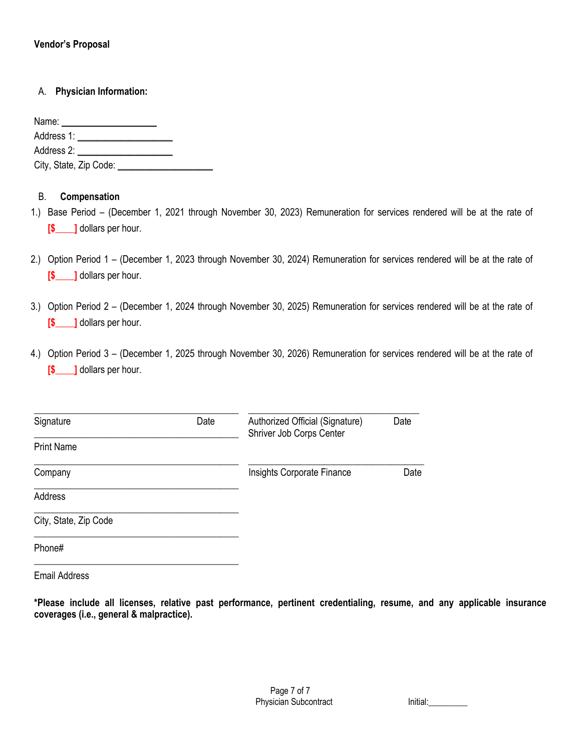**Vendor's Proposal**

A. **Physician Information:**

Name: ____________________
Address 1: ____________________
Address 2: ____________________
City, State, Zip Code: ____________________

B. **Compensation**

1.) Base Period – (December 1, 2021 through November 30, 2023) Remuneration for services rendered will be at the rate of **[$____]** dollars per hour.

2.) Option Period 1 – (December 1, 2023 through November 30, 2024) Remuneration for services rendered will be at the rate of **[$____]** dollars per hour.

3.) Option Period 2 – (December 1, 2024 through November 30, 2025) Remuneration for services rendered will be at the rate of **[$____]** dollars per hour.

4.) Option Period 3 – (December 1, 2025 through November 30, 2026) Remuneration for services rendered will be at the rate of **[$____]** dollars per hour.

______________________________________
Signature Date

______________________________________
Print Name

______________________________________
Company

______________________________________
Address

______________________________________
City, State, Zip Code

______________________________________
Phone#

______________________________________
Email Address

______________________________________
Authorized Official (Signature) Date
Shriver Job Corps Center

______________________________________
Insights Corporate Finance Date

***Please include all licenses, relative past performance, pertinent credentialing, resume, and any applicable insurance coverages (i.e., general & malpractice).**

Physician Subcontract

Initial:_________